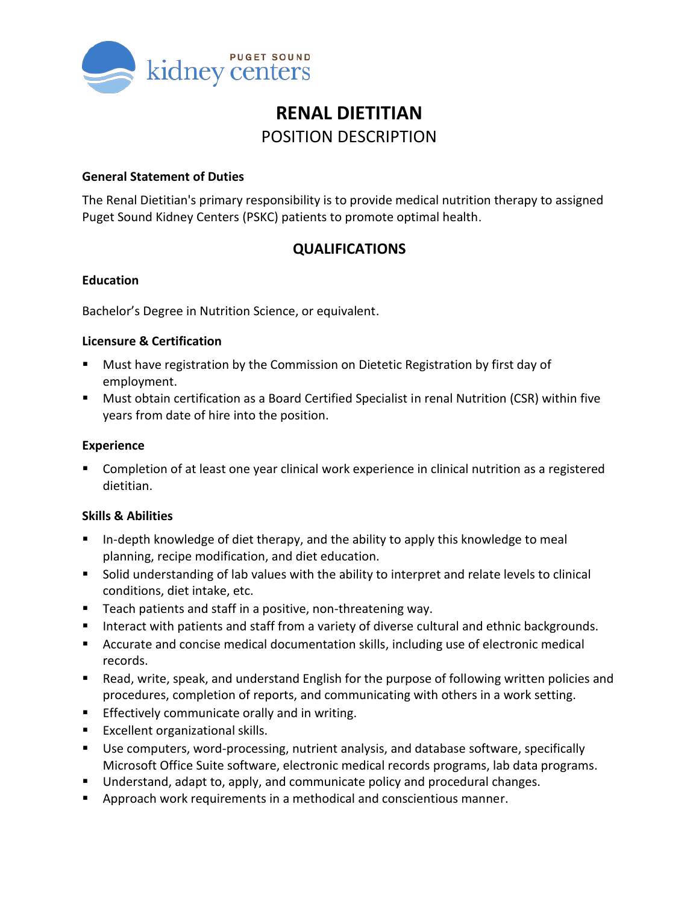# RENAL DIETITIAN

## POSITION DESCRIPTION

**General Statement of Duties**

The Renal Dietitian's primary responsibility is to provide medical nutrition therapy to assigned Puget Sound Kidney Centers (PSKC) patients to promote optimal health.

## QUALIFICATIONS

**Education**

Bachelor's Degree in Nutrition Science, or equivalent.

**Licensure & Certification**

- Must have registration by the Commission on Dietetic Registration by first day of employment.
- Must obtain certification as a Board Certified Specialist in renal Nutrition (CSR) within five years from date of hire into the position.

**Experience**

- Completion of at least one year clinical work experience in clinical nutrition as a registered dietitian.

**Skills & Abilities**

- In-depth knowledge of diet therapy, and the ability to apply this knowledge to meal planning, recipe modification, and diet education.
- Solid understanding of lab values with the ability to interpret and relate levels to clinical conditions, diet intake, etc.
- Teach patients and staff in a positive, non-threatening way.
- Interact with patients and staff from a variety of diverse cultural and ethnic backgrounds.
- Accurate and concise medical documentation skills, including use of electronic medical records.
- Read, write, speak, and understand English for the purpose of following written policies and procedures, completion of reports, and communicating with others in a work setting.
- Effectively communicate orally and in writing.
- Excellent organizational skills.
- Use computers, word-processing, nutrient analysis, and database software, specifically Microsoft Office Suite software, electronic medical records programs, lab data programs.
- Understand, adapt to, apply, and communicate policy and procedural changes.
- Approach work requirements in a methodical and conscientious manner.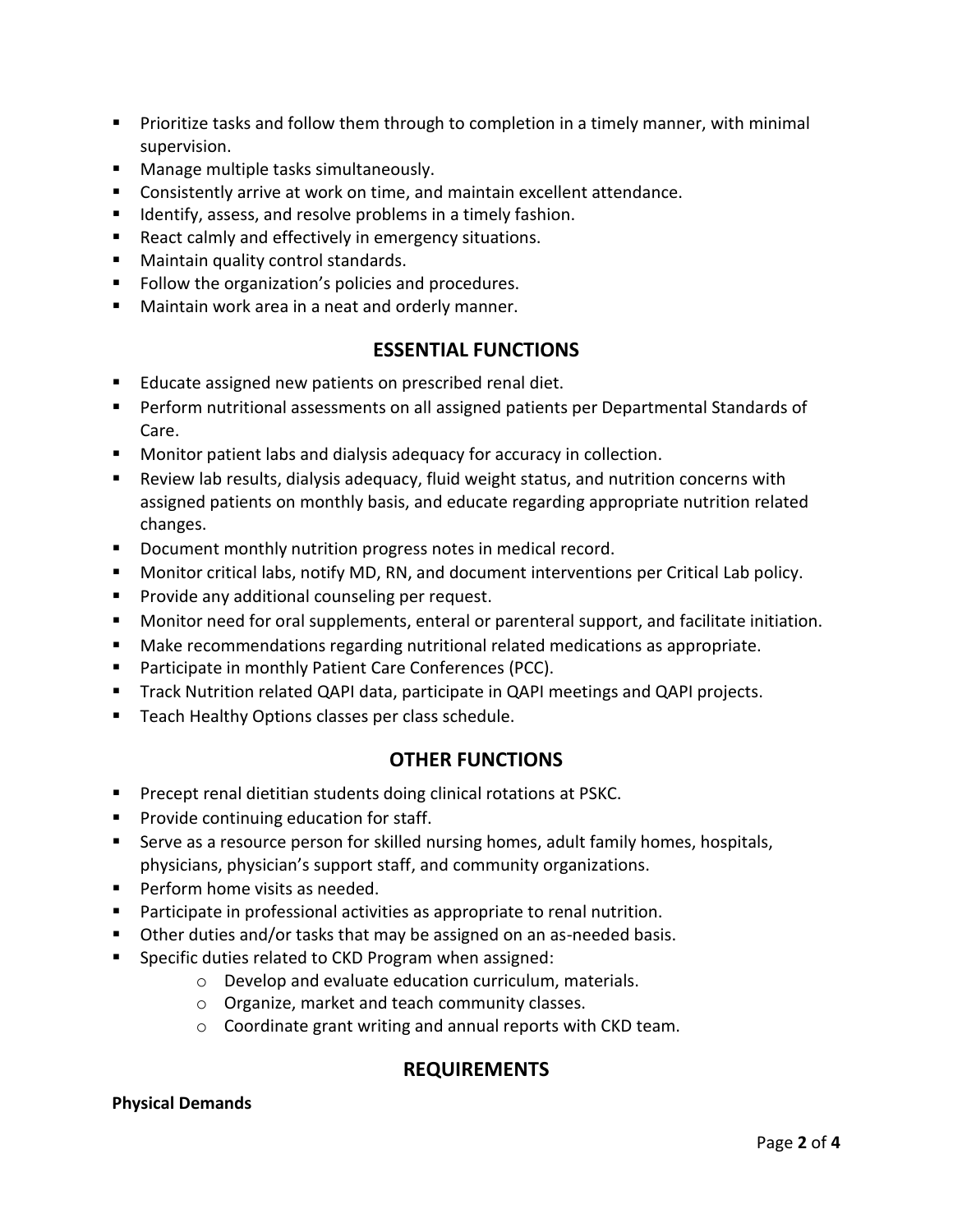- Prioritize tasks and follow them through to completion in a timely manner, with minimal supervision.
- Manage multiple tasks simultaneously.
- Consistently arrive at work on time, and maintain excellent attendance.
- Identify, assess, and resolve problems in a timely fashion.
- React calmly and effectively in emergency situations.
- Maintain quality control standards.
- Follow the organization's policies and procedures.
- Maintain work area in a neat and orderly manner.

## ESSENTIAL FUNCTIONS

- Educate assigned new patients on prescribed renal diet.
- Perform nutritional assessments on all assigned patients per Departmental Standards of Care.
- Monitor patient labs and dialysis adequacy for accuracy in collection.
- Review lab results, dialysis adequacy, fluid weight status, and nutrition concerns with assigned patients on monthly basis, and educate regarding appropriate nutrition related changes.
- Document monthly nutrition progress notes in medical record.
- Monitor critical labs, notify MD, RN, and document interventions per Critical Lab policy.
- Provide any additional counseling per request.
- Monitor need for oral supplements, enteral or parenteral support, and facilitate initiation.
- Make recommendations regarding nutritional related medications as appropriate.
- Participate in monthly Patient Care Conferences (PCC).
- Track Nutrition related QAPI data, participate in QAPI meetings and QAPI projects.
- Teach Healthy Options classes per class schedule.

## OTHER FUNCTIONS

- Precept renal dietitian students doing clinical rotations at PSKC.
- Provide continuing education for staff.
- Serve as a resource person for skilled nursing homes, adult family homes, hospitals, physicians, physician's support staff, and community organizations.
- Perform home visits as needed.
- Participate in professional activities as appropriate to renal nutrition.
- Other duties and/or tasks that may be assigned on an as-needed basis.
- Specific duties related to CKD Program when assigned:
    - Develop and evaluate education curriculum, materials.
    - Organize, market and teach community classes.
    - Coordinate grant writing and annual reports with CKD team.

## REQUIREMENTS

**Physical Demands**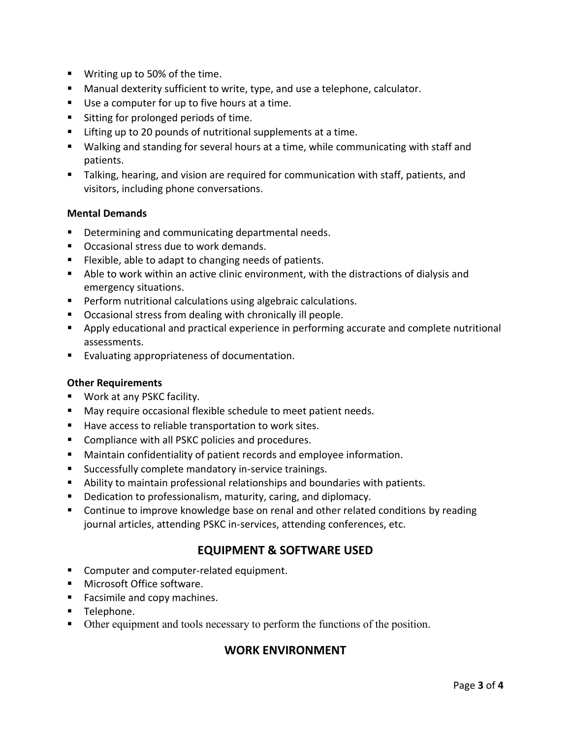- Writing up to 50% of the time.
- Manual dexterity sufficient to write, type, and use a telephone, calculator.
- Use a computer for up to five hours at a time.
- Sitting for prolonged periods of time.
- Lifting up to 20 pounds of nutritional supplements at a time.
- Walking and standing for several hours at a time, while communicating with staff and patients.
- Talking, hearing, and vision are required for communication with staff, patients, and visitors, including phone conversations.

**Mental Demands**

- Determining and communicating departmental needs.
- Occasional stress due to work demands.
- Flexible, able to adapt to changing needs of patients.
- Able to work within an active clinic environment, with the distractions of dialysis and emergency situations.
- Perform nutritional calculations using algebraic calculations.
- Occasional stress from dealing with chronically ill people.
- Apply educational and practical experience in performing accurate and complete nutritional assessments.
- Evaluating appropriateness of documentation.

**Other Requirements**

- Work at any PSKC facility.
- May require occasional flexible schedule to meet patient needs.
- Have access to reliable transportation to work sites.
- Compliance with all PSKC policies and procedures.
- Maintain confidentiality of patient records and employee information.
- Successfully complete mandatory in-service trainings.
- Ability to maintain professional relationships and boundaries with patients.
- Dedication to professionalism, maturity, caring, and diplomacy.
- Continue to improve knowledge base on renal and other related conditions by reading journal articles, attending PSKC in-services, attending conferences, etc.

## EQUIPMENT & SOFTWARE USED

- Computer and computer-related equipment.
- Microsoft Office software.
- Facsimile and copy machines.
- Telephone.
- Other equipment and tools necessary to perform the functions of the position.

## WORK ENVIRONMENT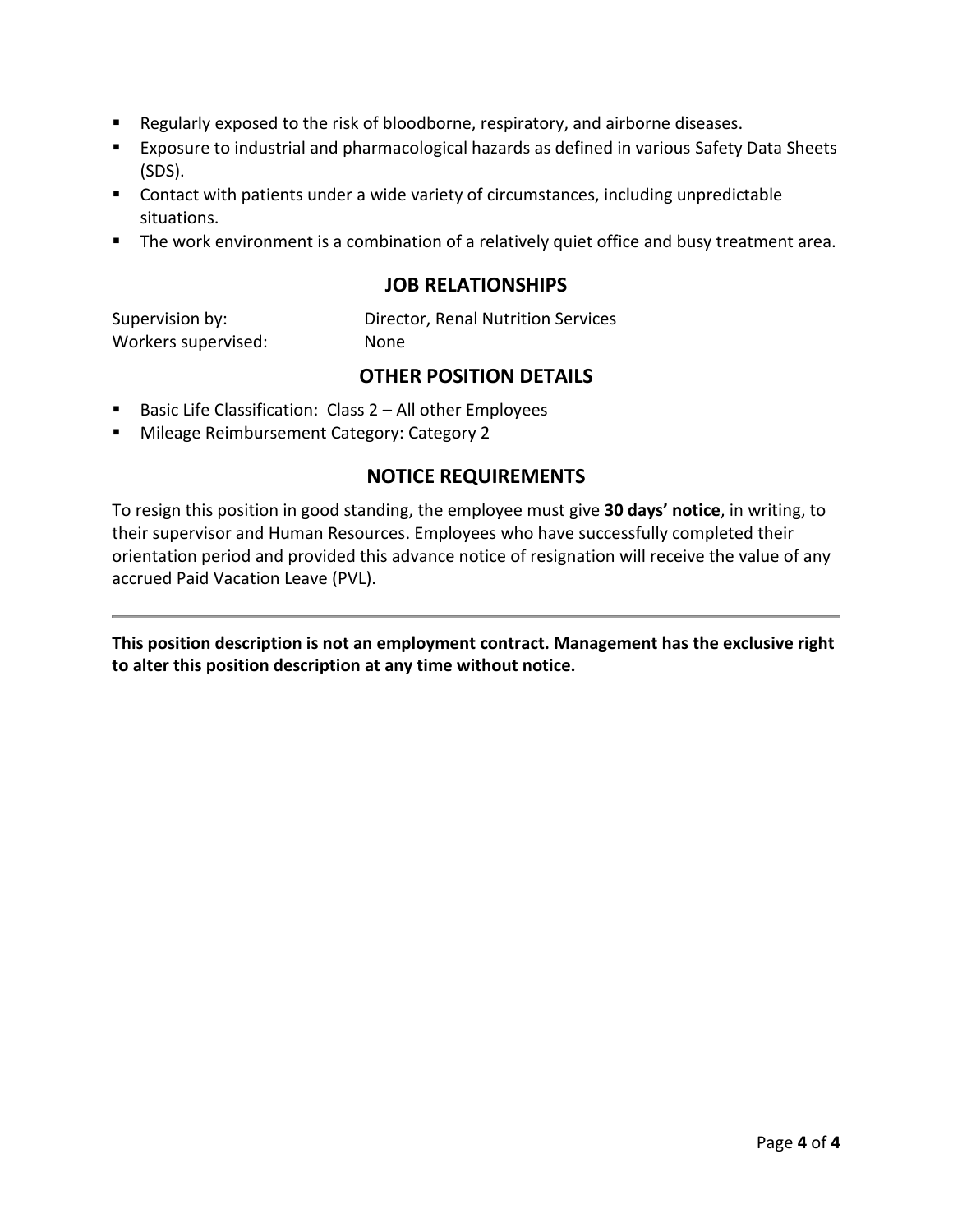- Regularly exposed to the risk of bloodborne, respiratory, and airborne diseases.
- Exposure to industrial and pharmacological hazards as defined in various Safety Data Sheets (SDS).
- Contact with patients under a wide variety of circumstances, including unpredictable situations.
- The work environment is a combination of a relatively quiet office and busy treatment area.

## JOB RELATIONSHIPS

| | |
|---|---|
| Supervision by: | Director, Renal Nutrition Services |
| Workers supervised: | None |

## OTHER POSITION DETAILS

- Basic Life Classification: Class 2 – All other Employees
- Mileage Reimbursement Category: Category 2

## NOTICE REQUIREMENTS

To resign this position in good standing, the employee must give **30 days' notice**, in writing, to their supervisor and Human Resources. Employees who have successfully completed their orientation period and provided this advance notice of resignation will receive the value of any accrued Paid Vacation Leave (PVL).

---

**This position description is not an employment contract. Management has the exclusive right to alter this position description at any time without notice.**